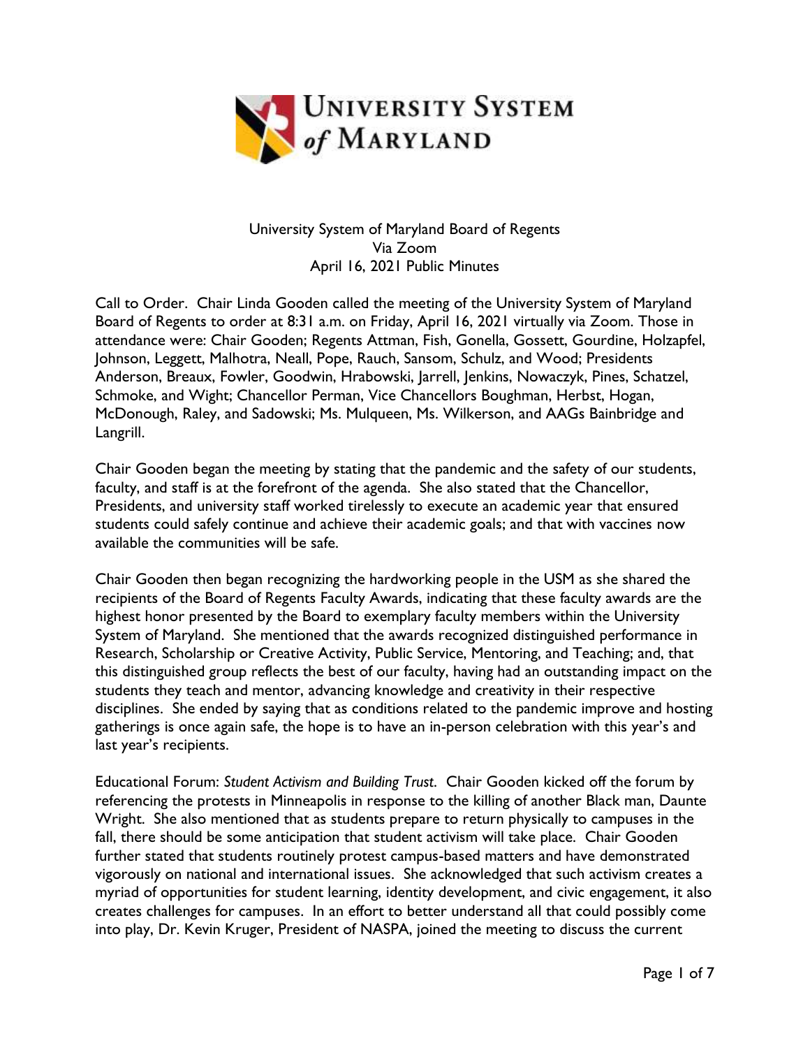University System of Maryland Board of Regents
Via Zoom
April 16, 2021 Public Minutes

Call to Order. Chair Linda Gooden called the meeting of the University System of Maryland Board of Regents to order at 8:31 a.m. on Friday, April 16, 2021 virtually via Zoom. Those in attendance were: Chair Gooden; Regents Attman, Fish, Gonella, Gossett, Gourdine, Holzapfel, Johnson, Leggett, Malhotra, Neall, Pope, Rauch, Sansom, Schulz, and Wood; Presidents Anderson, Breaux, Fowler, Goodwin, Hrabowski, Jarrell, Jenkins, Nowaczyk, Pines, Schatzel, Schmoke, and Wight; Chancellor Perman, Vice Chancellors Boughman, Herbst, Hogan, McDonough, Raley, and Sadowski; Ms. Mulqueen, Ms. Wilkerson, and AAGs Bainbridge and Langrill.

Chair Gooden began the meeting by stating that the pandemic and the safety of our students, faculty, and staff is at the forefront of the agenda. She also stated that the Chancellor, Presidents, and university staff worked tirelessly to execute an academic year that ensured students could safely continue and achieve their academic goals; and that with vaccines now available the communities will be safe.

Chair Gooden then began recognizing the hardworking people in the USM as she shared the recipients of the Board of Regents Faculty Awards, indicating that these faculty awards are the highest honor presented by the Board to exemplary faculty members within the University System of Maryland. She mentioned that the awards recognized distinguished performance in Research, Scholarship or Creative Activity, Public Service, Mentoring, and Teaching; and, that this distinguished group reflects the best of our faculty, having had an outstanding impact on the students they teach and mentor, advancing knowledge and creativity in their respective disciplines. She ended by saying that as conditions related to the pandemic improve and hosting gatherings is once again safe, the hope is to have an in-person celebration with this year's and last year's recipients.

Educational Forum: *Student Activism and Building Trust*. Chair Gooden kicked off the forum by referencing the protests in Minneapolis in response to the killing of another Black man, Daunte Wright. She also mentioned that as students prepare to return physically to campuses in the fall, there should be some anticipation that student activism will take place. Chair Gooden further stated that students routinely protest campus-based matters and have demonstrated vigorously on national and international issues. She acknowledged that such activism creates a myriad of opportunities for student learning, identity development, and civic engagement, it also creates challenges for campuses. In an effort to better understand all that could possibly come into play, Dr. Kevin Kruger, President of NASPA, joined the meeting to discuss the current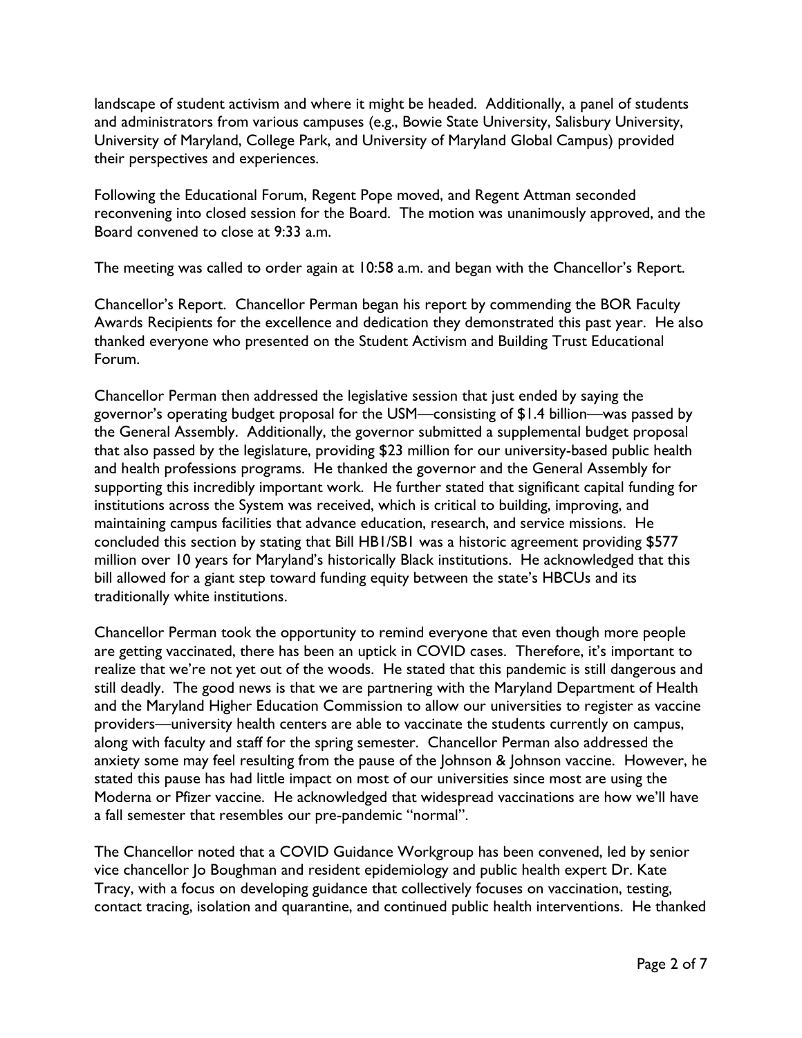landscape of student activism and where it might be headed. Additionally, a panel of students and administrators from various campuses (e.g., Bowie State University, Salisbury University, University of Maryland, College Park, and University of Maryland Global Campus) provided their perspectives and experiences.

Following the Educational Forum, Regent Pope moved, and Regent Attman seconded reconvening into closed session for the Board. The motion was unanimously approved, and the Board convened to close at 9:33 a.m.

The meeting was called to order again at 10:58 a.m. and began with the Chancellor's Report.

Chancellor's Report. Chancellor Perman began his report by commending the BOR Faculty Awards Recipients for the excellence and dedication they demonstrated this past year. He also thanked everyone who presented on the Student Activism and Building Trust Educational Forum.

Chancellor Perman then addressed the legislative session that just ended by saying the governor's operating budget proposal for the USM—consisting of $1.4 billion—was passed by the General Assembly. Additionally, the governor submitted a supplemental budget proposal that also passed by the legislature, providing $23 million for our university-based public health and health professions programs. He thanked the governor and the General Assembly for supporting this incredibly important work. He further stated that significant capital funding for institutions across the System was received, which is critical to building, improving, and maintaining campus facilities that advance education, research, and service missions. He concluded this section by stating that Bill HB1/SB1 was a historic agreement providing $577 million over 10 years for Maryland's historically Black institutions. He acknowledged that this bill allowed for a giant step toward funding equity between the state's HBCUs and its traditionally white institutions.

Chancellor Perman took the opportunity to remind everyone that even though more people are getting vaccinated, there has been an uptick in COVID cases. Therefore, it's important to realize that we're not yet out of the woods. He stated that this pandemic is still dangerous and still deadly. The good news is that we are partnering with the Maryland Department of Health and the Maryland Higher Education Commission to allow our universities to register as vaccine providers—university health centers are able to vaccinate the students currently on campus, along with faculty and staff for the spring semester. Chancellor Perman also addressed the anxiety some may feel resulting from the pause of the Johnson & Johnson vaccine. However, he stated this pause has had little impact on most of our universities since most are using the Moderna or Pfizer vaccine. He acknowledged that widespread vaccinations are how we'll have a fall semester that resembles our pre-pandemic "normal".

The Chancellor noted that a COVID Guidance Workgroup has been convened, led by senior vice chancellor Jo Boughman and resident epidemiology and public health expert Dr. Kate Tracy, with a focus on developing guidance that collectively focuses on vaccination, testing, contact tracing, isolation and quarantine, and continued public health interventions. He thanked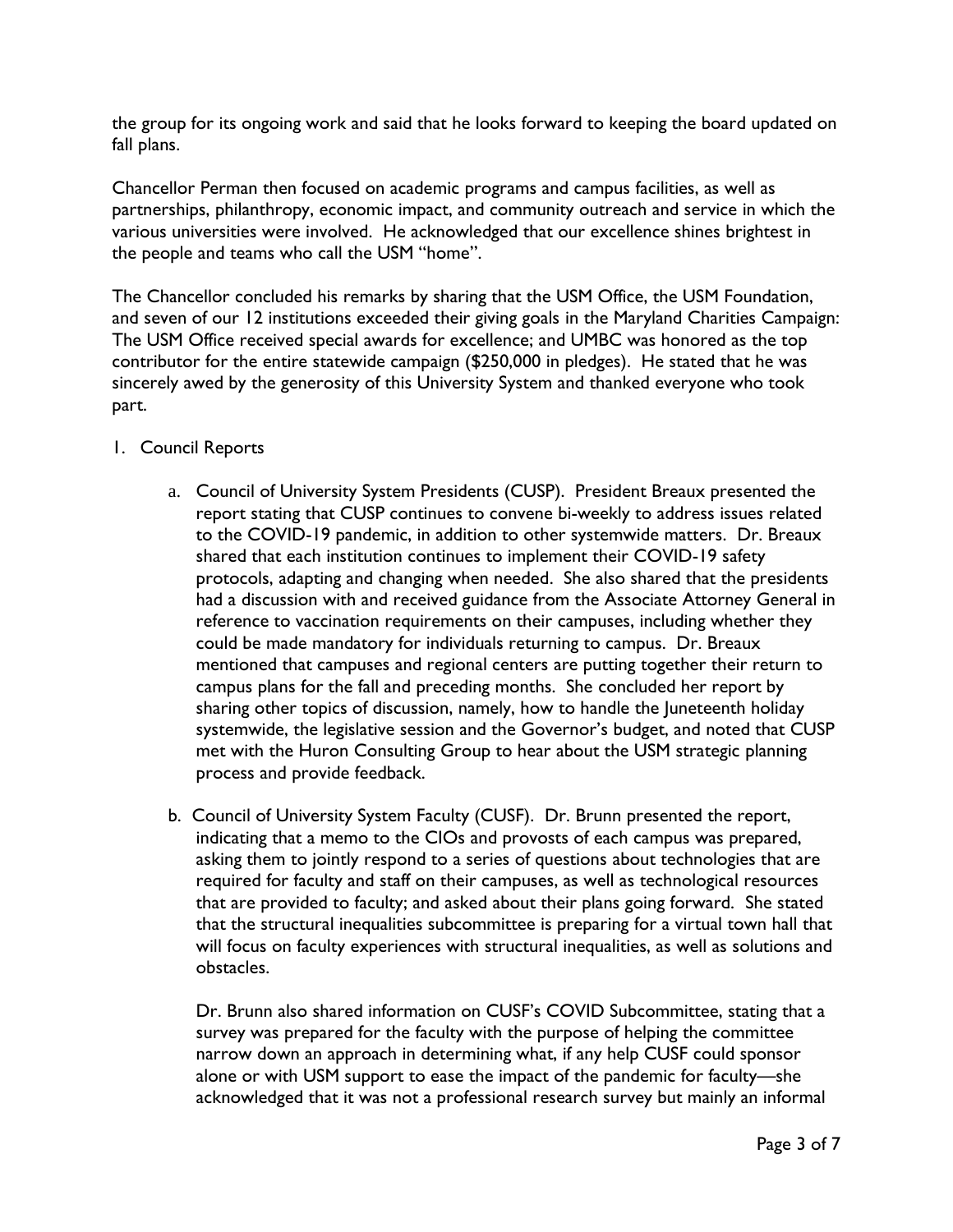the group for its ongoing work and said that he looks forward to keeping the board updated on fall plans.

Chancellor Perman then focused on academic programs and campus facilities, as well as partnerships, philanthropy, economic impact, and community outreach and service in which the various universities were involved. He acknowledged that our excellence shines brightest in the people and teams who call the USM "home".

The Chancellor concluded his remarks by sharing that the USM Office, the USM Foundation, and seven of our 12 institutions exceeded their giving goals in the Maryland Charities Campaign: The USM Office received special awards for excellence; and UMBC was honored as the top contributor for the entire statewide campaign ($250,000 in pledges). He stated that he was sincerely awed by the generosity of this University System and thanked everyone who took part.

1. Council Reports

    a. Council of University System Presidents (CUSP). President Breaux presented the report stating that CUSP continues to convene bi-weekly to address issues related to the COVID-19 pandemic, in addition to other systemwide matters. Dr. Breaux shared that each institution continues to implement their COVID-19 safety protocols, adapting and changing when needed. She also shared that the presidents had a discussion with and received guidance from the Associate Attorney General in reference to vaccination requirements on their campuses, including whether they could be made mandatory for individuals returning to campus. Dr. Breaux mentioned that campuses and regional centers are putting together their return to campus plans for the fall and preceding months. She concluded her report by sharing other topics of discussion, namely, how to handle the Juneteenth holiday systemwide, the legislative session and the Governor's budget, and noted that CUSP met with the Huron Consulting Group to hear about the USM strategic planning process and provide feedback.

    b. Council of University System Faculty (CUSF). Dr. Brunn presented the report, indicating that a memo to the CIOs and provosts of each campus was prepared, asking them to jointly respond to a series of questions about technologies that are required for faculty and staff on their campuses, as well as technological resources that are provided to faculty; and asked about their plans going forward. She stated that the structural inequalities subcommittee is preparing for a virtual town hall that will focus on faculty experiences with structural inequalities, as well as solutions and obstacles.

       Dr. Brunn also shared information on CUSF's COVID Subcommittee, stating that a survey was prepared for the faculty with the purpose of helping the committee narrow down an approach in determining what, if any help CUSF could sponsor alone or with USM support to ease the impact of the pandemic for faculty—she acknowledged that it was not a professional research survey but mainly an informal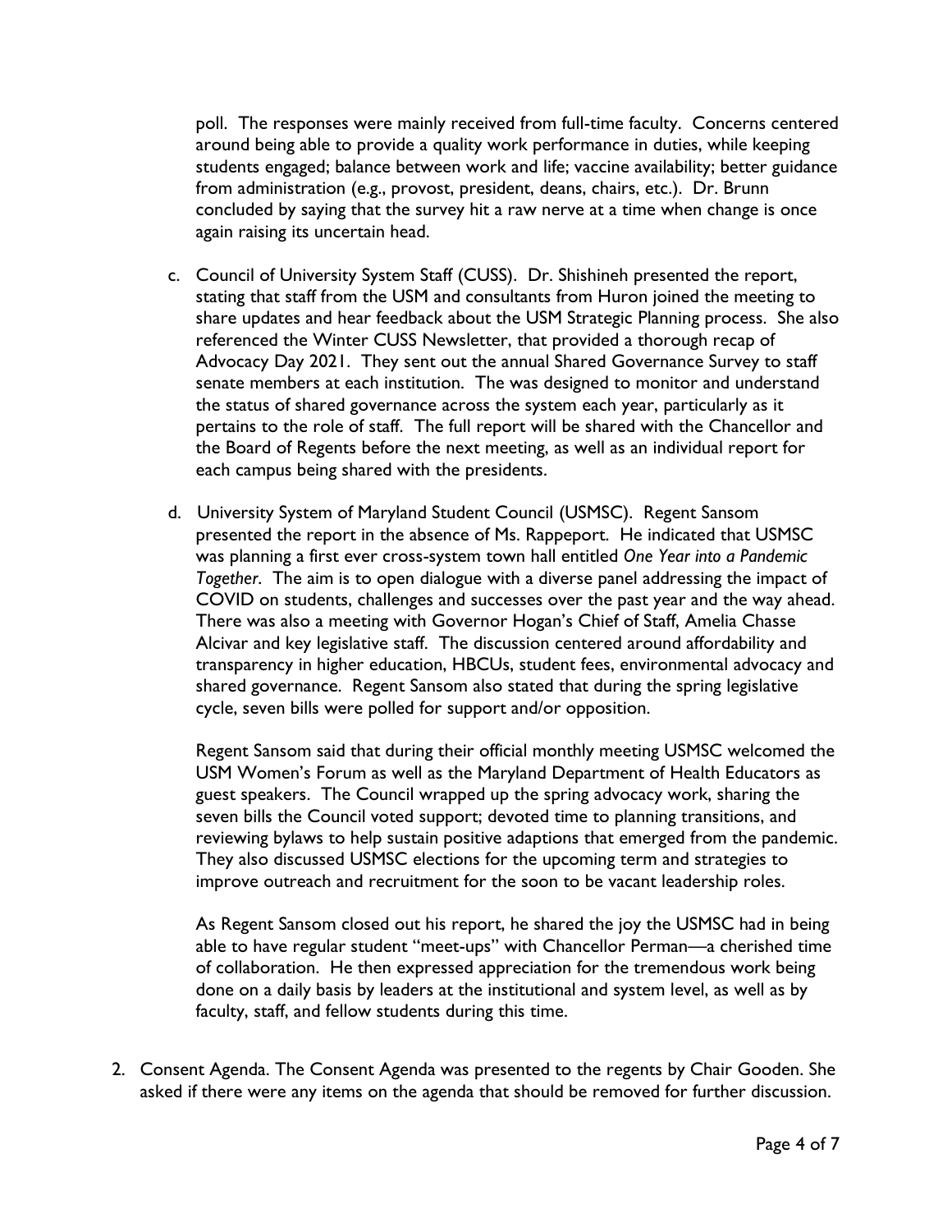poll. The responses were mainly received from full-time faculty. Concerns centered around being able to provide a quality work performance in duties, while keeping students engaged; balance between work and life; vaccine availability; better guidance from administration (e.g., provost, president, deans, chairs, etc.). Dr. Brunn concluded by saying that the survey hit a raw nerve at a time when change is once again raising its uncertain head.

c. Council of University System Staff (CUSS). Dr. Shishineh presented the report, stating that staff from the USM and consultants from Huron joined the meeting to share updates and hear feedback about the USM Strategic Planning process. She also referenced the Winter CUSS Newsletter, that provided a thorough recap of Advocacy Day 2021. They sent out the annual Shared Governance Survey to staff senate members at each institution. The was designed to monitor and understand the status of shared governance across the system each year, particularly as it pertains to the role of staff. The full report will be shared with the Chancellor and the Board of Regents before the next meeting, as well as an individual report for each campus being shared with the presidents.

d. University System of Maryland Student Council (USMSC). Regent Sansom presented the report in the absence of Ms. Rappeport. He indicated that USMSC was planning a first ever cross-system town hall entitled *One Year into a Pandemic Together*. The aim is to open dialogue with a diverse panel addressing the impact of COVID on students, challenges and successes over the past year and the way ahead. There was also a meeting with Governor Hogan's Chief of Staff, Amelia Chasse Alcivar and key legislative staff. The discussion centered around affordability and transparency in higher education, HBCUs, student fees, environmental advocacy and shared governance. Regent Sansom also stated that during the spring legislative cycle, seven bills were polled for support and/or opposition.

   Regent Sansom said that during their official monthly meeting USMSC welcomed the USM Women's Forum as well as the Maryland Department of Health Educators as guest speakers. The Council wrapped up the spring advocacy work, sharing the seven bills the Council voted support; devoted time to planning transitions, and reviewing bylaws to help sustain positive adaptions that emerged from the pandemic. They also discussed USMSC elections for the upcoming term and strategies to improve outreach and recruitment for the soon to be vacant leadership roles.

   As Regent Sansom closed out his report, he shared the joy the USMSC had in being able to have regular student "meet-ups" with Chancellor Perman—a cherished time of collaboration. He then expressed appreciation for the tremendous work being done on a daily basis by leaders at the institutional and system level, as well as by faculty, staff, and fellow students during this time.

2. Consent Agenda. The Consent Agenda was presented to the regents by Chair Gooden. She asked if there were any items on the agenda that should be removed for further discussion.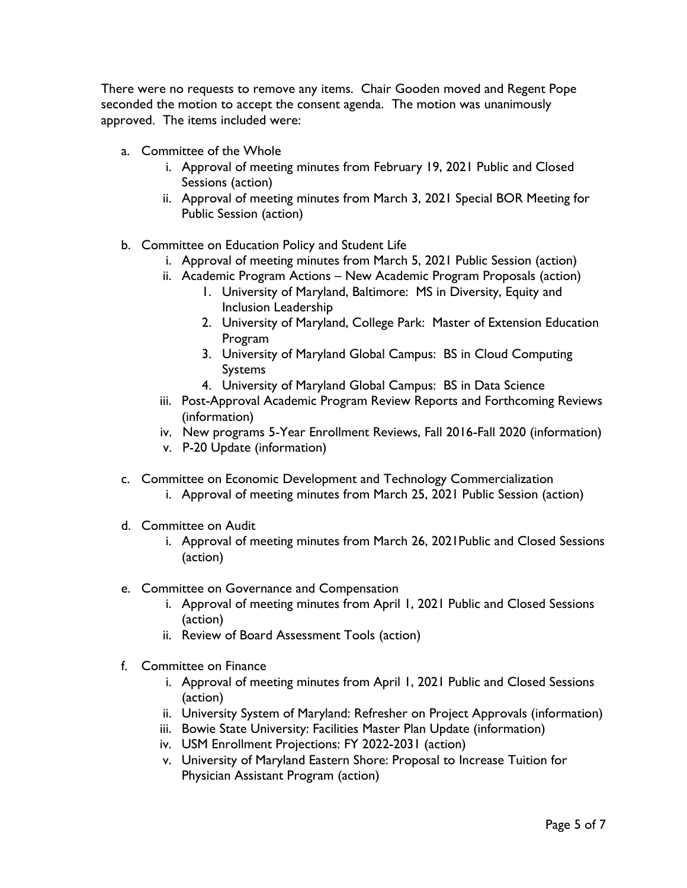There were no requests to remove any items. Chair Gooden moved and Regent Pope seconded the motion to accept the consent agenda. The motion was unanimously approved. The items included were:

a. Committee of the Whole
    i. Approval of meeting minutes from February 19, 2021 Public and Closed Sessions (action)
    ii. Approval of meeting minutes from March 3, 2021 Special BOR Meeting for Public Session (action)

b. Committee on Education Policy and Student Life
    i. Approval of meeting minutes from March 5, 2021 Public Session (action)
    ii. Academic Program Actions – New Academic Program Proposals (action)
        1. University of Maryland, Baltimore: MS in Diversity, Equity and Inclusion Leadership
        2. University of Maryland, College Park: Master of Extension Education Program
        3. University of Maryland Global Campus: BS in Cloud Computing Systems
        4. University of Maryland Global Campus: BS in Data Science
    iii. Post-Approval Academic Program Review Reports and Forthcoming Reviews (information)
    iv. New programs 5-Year Enrollment Reviews, Fall 2016-Fall 2020 (information)
    v. P-20 Update (information)

c. Committee on Economic Development and Technology Commercialization
    i. Approval of meeting minutes from March 25, 2021 Public Session (action)

d. Committee on Audit
    i. Approval of meeting minutes from March 26, 2021Public and Closed Sessions (action)

e. Committee on Governance and Compensation
    i. Approval of meeting minutes from April 1, 2021 Public and Closed Sessions (action)
    ii. Review of Board Assessment Tools (action)

f. Committee on Finance
    i. Approval of meeting minutes from April 1, 2021 Public and Closed Sessions (action)
    ii. University System of Maryland: Refresher on Project Approvals (information)
    iii. Bowie State University: Facilities Master Plan Update (information)
    iv. USM Enrollment Projections: FY 2022-2031 (action)
    v. University of Maryland Eastern Shore: Proposal to Increase Tuition for Physician Assistant Program (action)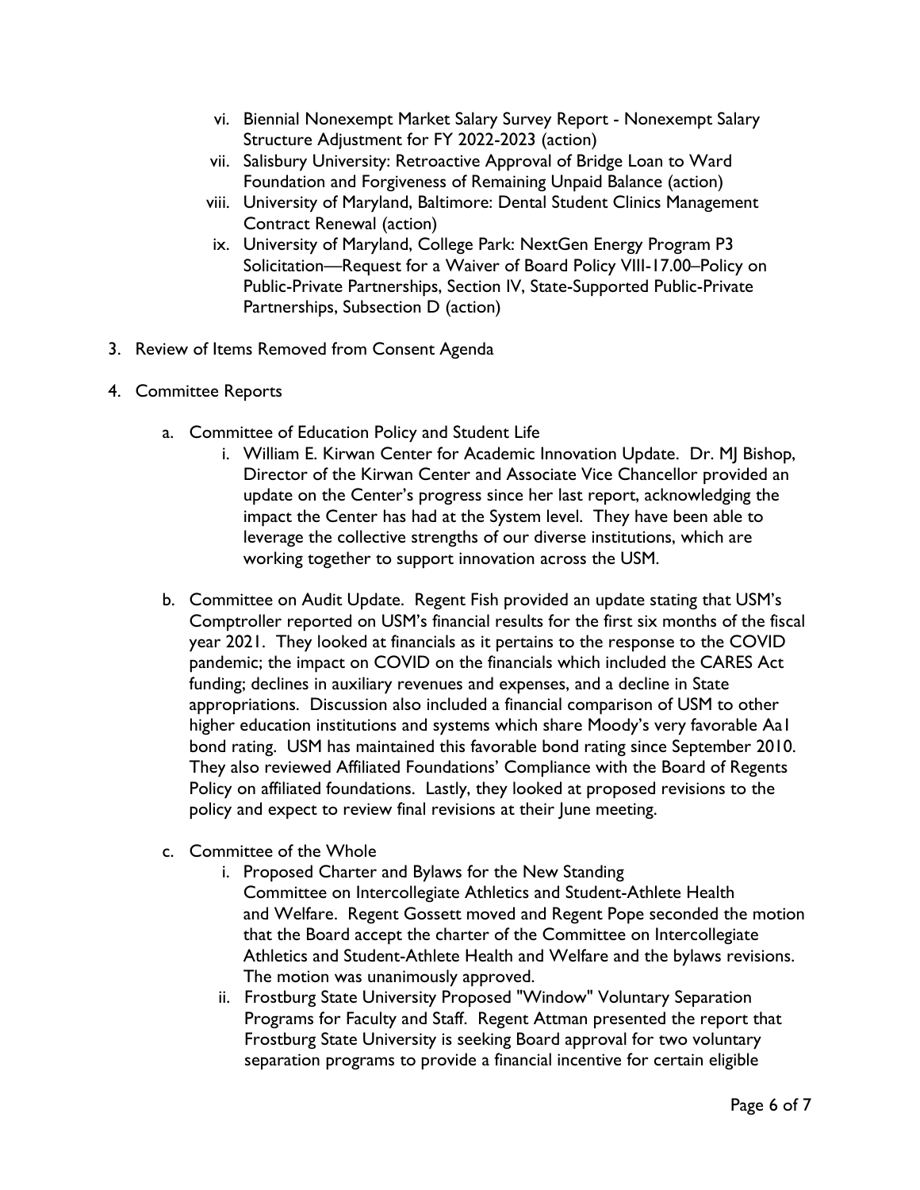vi. Biennial Nonexempt Market Salary Survey Report - Nonexempt Salary Structure Adjustment for FY 2022-2023 (action)
   vii. Salisbury University: Retroactive Approval of Bridge Loan to Ward Foundation and Forgiveness of Remaining Unpaid Balance (action)
   viii. University of Maryland, Baltimore: Dental Student Clinics Management Contract Renewal (action)
   ix. University of Maryland, College Park: NextGen Energy Program P3 Solicitation—Request for a Waiver of Board Policy VIII-17.00–Policy on Public-Private Partnerships, Section IV, State-Supported Public-Private Partnerships, Subsection D (action)

3. Review of Items Removed from Consent Agenda

4. Committee Reports

   a. Committee of Education Policy and Student Life
      i. William E. Kirwan Center for Academic Innovation Update. Dr. MJ Bishop, Director of the Kirwan Center and Associate Vice Chancellor provided an update on the Center's progress since her last report, acknowledging the impact the Center has had at the System level. They have been able to leverage the collective strengths of our diverse institutions, which are working together to support innovation across the USM.

   b. Committee on Audit Update. Regent Fish provided an update stating that USM's Comptroller reported on USM's financial results for the first six months of the fiscal year 2021. They looked at financials as it pertains to the response to the COVID pandemic; the impact on COVID on the financials which included the CARES Act funding; declines in auxiliary revenues and expenses, and a decline in State appropriations. Discussion also included a financial comparison of USM to other higher education institutions and systems which share Moody's very favorable Aa1 bond rating. USM has maintained this favorable bond rating since September 2010. They also reviewed Affiliated Foundations' Compliance with the Board of Regents Policy on affiliated foundations. Lastly, they looked at proposed revisions to the policy and expect to review final revisions at their June meeting.

   c. Committee of the Whole
      i. Proposed Charter and Bylaws for the New Standing Committee on Intercollegiate Athletics and Student-Athlete Health and Welfare. Regent Gossett moved and Regent Pope seconded the motion that the Board accept the charter of the Committee on Intercollegiate Athletics and Student-Athlete Health and Welfare and the bylaws revisions. The motion was unanimously approved.
      ii. Frostburg State University Proposed "Window" Voluntary Separation Programs for Faculty and Staff. Regent Attman presented the report that Frostburg State University is seeking Board approval for two voluntary separation programs to provide a financial incentive for certain eligible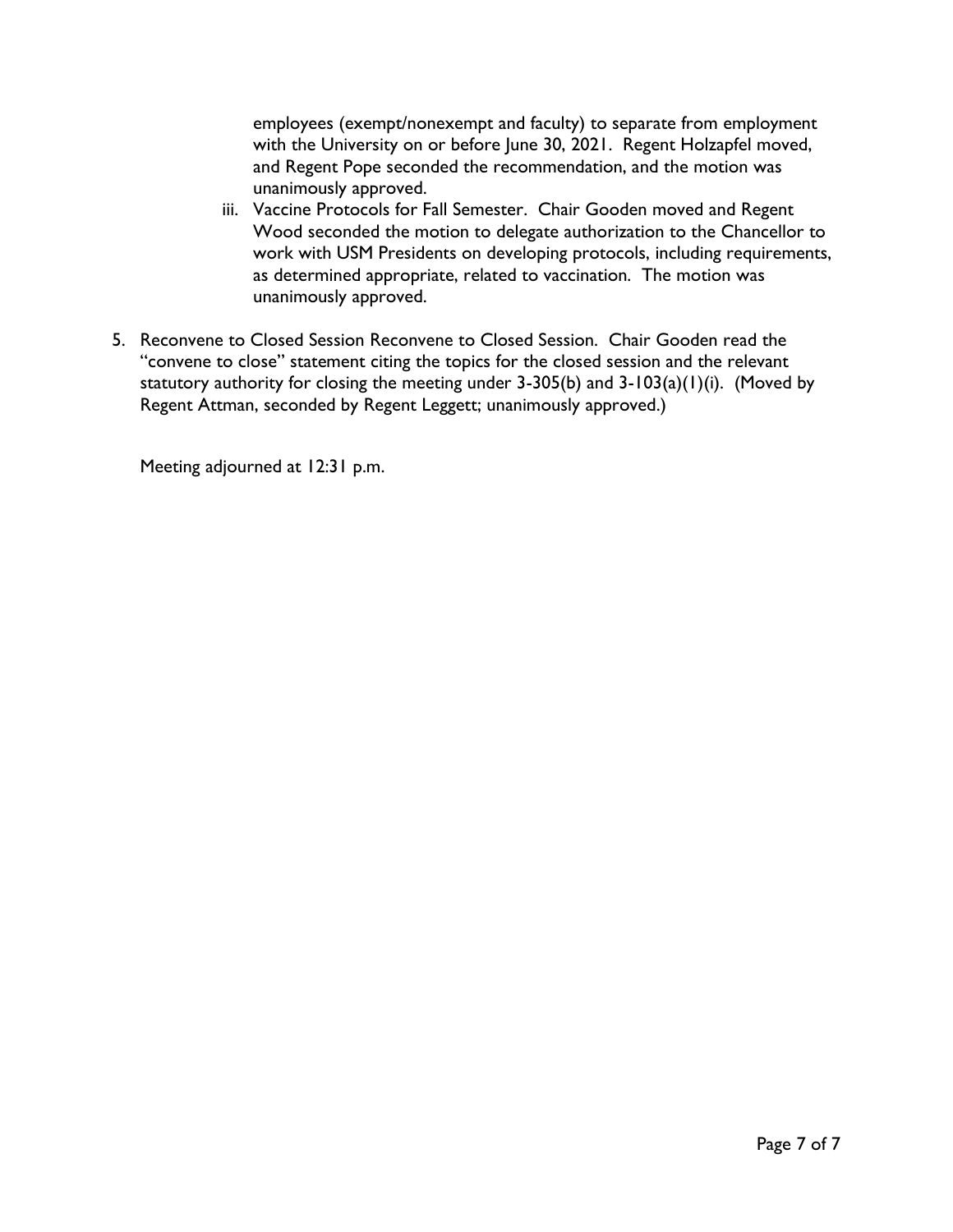employees (exempt/nonexempt and faculty) to separate from employment with the University on or before June 30, 2021. Regent Holzapfel moved, and Regent Pope seconded the recommendation, and the motion was unanimously approved.

iii. Vaccine Protocols for Fall Semester. Chair Gooden moved and Regent Wood seconded the motion to delegate authorization to the Chancellor to work with USM Presidents on developing protocols, including requirements, as determined appropriate, related to vaccination. The motion was unanimously approved.

5. Reconvene to Closed Session Reconvene to Closed Session. Chair Gooden read the "convene to close" statement citing the topics for the closed session and the relevant statutory authority for closing the meeting under 3-305(b) and 3-103(a)(1)(i). (Moved by Regent Attman, seconded by Regent Leggett; unanimously approved.)

Meeting adjourned at 12:31 p.m.